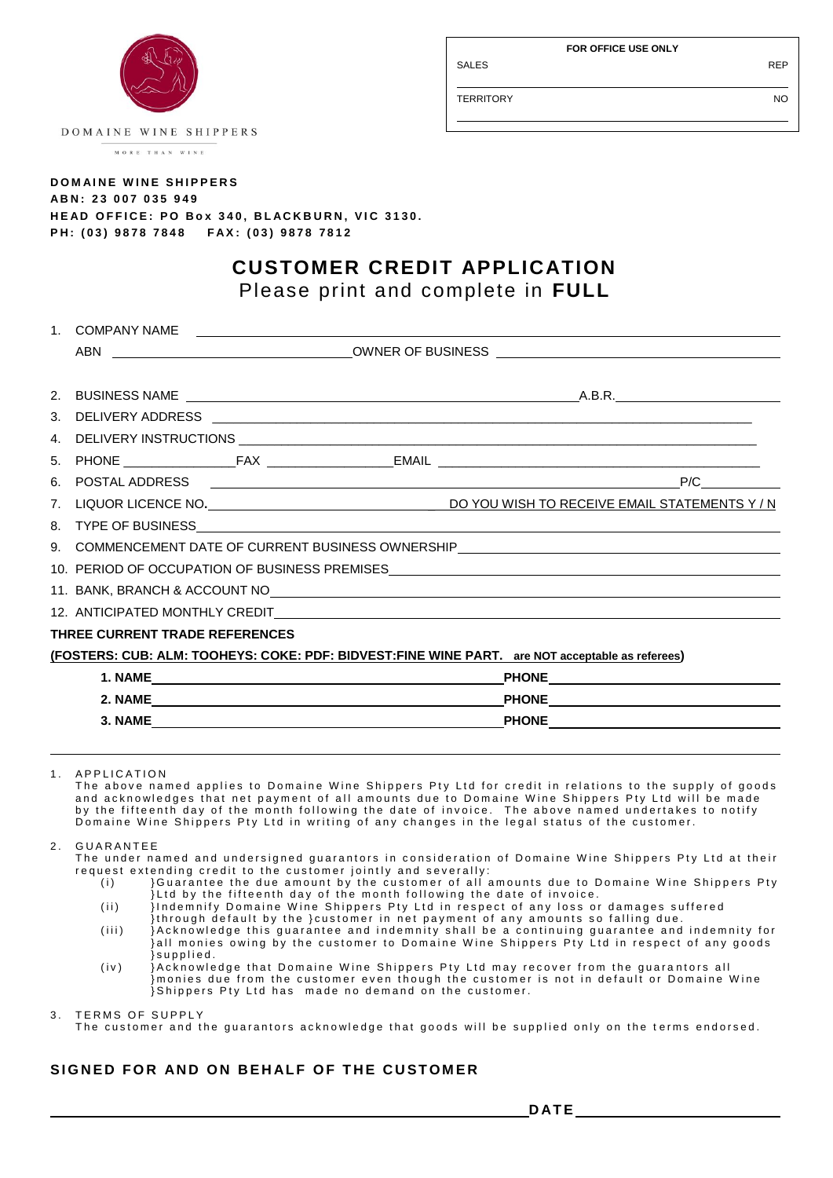DOMAINE WINE SHIPPERS

MORE THAN WINE

| FOR OFFICE USE ONLY | |
|---|---|
| SALES | REP |
| TERRITORY | NO |

**DOMAINE WINE SHIPPERS**
**ABN: 23 007 035 949**
**HEAD OFFICE: PO Box 340, BLACKBURN, VIC 3130.**
**PH: (03) 9878 7848 FAX: (03) 9878 7812**

# CUSTOMER CREDIT APPLICATION

Please print and complete in **FULL**

1. COMPANY NAME ______________________________
   ABN ______________________________ OWNER OF BUSINESS ______________________________
2. BUSINESS NAME ______________________________ A.B.R. ______________________________
3. DELIVERY ADDRESS ______________________________
4. DELIVERY INSTRUCTIONS ______________________________
5. PHONE ________________ FAX ________________ EMAIL ______________________________
6. POSTAL ADDRESS ______________________________ P/C __________
7. LIQUOR LICENCE NO. ______________________________ DO YOU WISH TO RECEIVE EMAIL STATEMENTS Y / N
8. TYPE OF BUSINESS ______________________________
9. COMMENCEMENT DATE OF CURRENT BUSINESS OWNERSHIP ______________________________
10. PERIOD OF OCCUPATION OF BUSINESS PREMISES ______________________________
11. BANK, BRANCH & ACCOUNT NO ______________________________
12. ANTICIPATED MONTHLY CREDIT ______________________________

**THREE CURRENT TRADE REFERENCES**

**(FOSTERS: CUB: ALM: TOOHEYS: COKE: PDF: BIDVEST:FINE WINE PART. are NOT acceptable as referees)**

**1. NAME** ______________________________ **PHONE** ______________________________

**2. NAME** ______________________________ **PHONE** ______________________________

**3. NAME** ______________________________ **PHONE** ______________________________

1. APPLICATION
   The above named applies to Domaine Wine Shippers Pty Ltd for credit in relations to the supply of goods and acknowledges that net payment of all amounts due to Domaine Wine Shippers Pty Ltd will be made by the fifteenth day of the month following the date of invoice. The above named undertakes to notify Domaine Wine Shippers Pty Ltd in writing of any changes in the legal status of the customer.

2. GUARANTEE
   The under named and undersigned guarantors in consideration of Domaine Wine Shippers Pty Ltd at their request extending credit to the customer jointly and severally:
   - (i) }Guarantee the due amount by the customer of all amounts due to Domaine Wine Shippers Pty }Ltd by the fifteenth day of the month following the date of invoice.
   - (ii) }Indemnify Domaine Wine Shippers Pty Ltd in respect of any loss or damages suffered }through default by the }customer in net payment of any amounts so falling due.
   - (iii) }Acknowledge this guarantee and indemnity shall be a continuing guarantee and indemnity for }all monies owing by the customer to Domaine Wine Shippers Pty Ltd in respect of any goods }supplied.
   - (iv) }Acknowledge that Domaine Wine Shippers Pty Ltd may recover from the guarantors all }monies due from the customer even though the customer is not in default or Domaine Wine }Shippers Pty Ltd has made no demand on the customer.

3. TERMS OF SUPPLY
   The customer and the guarantors acknowledge that goods will be supplied only on the terms endorsed.

**SIGNED FOR AND ON BEHALF OF THE CUSTOMER**

______________________________ **DATE** ______________________________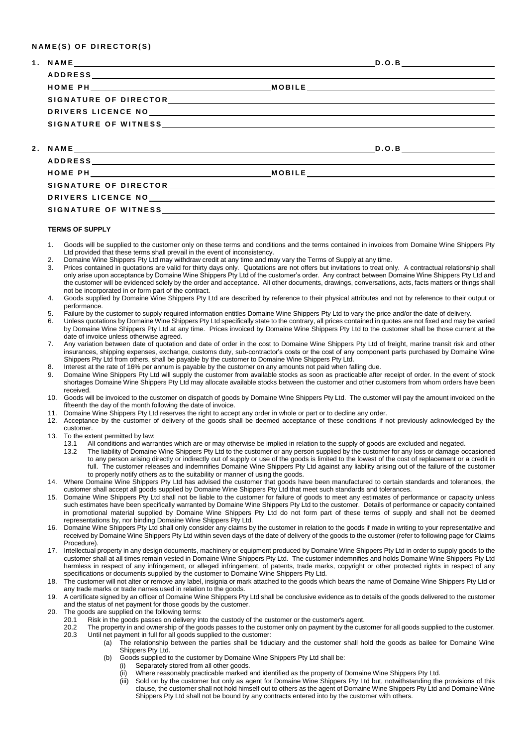**NAME(S) OF DIRECTOR(S)**

1. NAME \_\_\_\_\_\_\_\_\_\_\_\_\_\_\_\_\_\_\_\_\_\_\_\_\_\_\_\_\_\_\_\_\_\_\_\_ D.O.B \_\_\_\_\_\_\_\_\_\_\_\_\_\_\_\_

   ADDRESS \_\_\_\_\_\_\_\_\_\_\_\_\_\_\_\_\_\_\_\_\_\_\_\_\_\_\_\_\_\_\_\_\_\_\_\_\_\_\_\_\_\_\_\_\_\_\_\_

   HOME PH \_\_\_\_\_\_\_\_\_\_\_\_\_\_\_\_\_\_\_\_ MOBILE \_\_\_\_\_\_\_\_\_\_\_\_\_\_\_\_\_\_\_\_

   SIGNATURE OF DIRECTOR \_\_\_\_\_\_\_\_\_\_\_\_\_\_\_\_\_\_\_\_\_\_\_\_\_\_\_\_\_\_\_\_\_\_\_\_

   DRIVERS LICENCE NO \_\_\_\_\_\_\_\_\_\_\_\_\_\_\_\_\_\_\_\_\_\_\_\_\_\_\_\_\_\_\_\_\_\_\_\_

   SIGNATURE OF WITNESS \_\_\_\_\_\_\_\_\_\_\_\_\_\_\_\_\_\_\_\_\_\_\_\_\_\_\_\_\_\_\_\_\_\_\_\_

2. NAME \_\_\_\_\_\_\_\_\_\_\_\_\_\_\_\_\_\_\_\_\_\_\_\_\_\_\_\_\_\_\_\_\_\_\_\_ D.O.B \_\_\_\_\_\_\_\_\_\_\_\_\_\_\_\_

   ADDRESS \_\_\_\_\_\_\_\_\_\_\_\_\_\_\_\_\_\_\_\_\_\_\_\_\_\_\_\_\_\_\_\_\_\_\_\_\_\_\_\_\_\_\_\_\_\_\_\_

   HOME PH \_\_\_\_\_\_\_\_\_\_\_\_\_\_\_\_\_\_\_\_ MOBILE \_\_\_\_\_\_\_\_\_\_\_\_\_\_\_\_\_\_\_\_

   SIGNATURE OF DIRECTOR \_\_\_\_\_\_\_\_\_\_\_\_\_\_\_\_\_\_\_\_\_\_\_\_\_\_\_\_\_\_\_\_\_\_\_\_

   DRIVERS LICENCE NO \_\_\_\_\_\_\_\_\_\_\_\_\_\_\_\_\_\_\_\_\_\_\_\_\_\_\_\_\_\_\_\_\_\_\_\_

   SIGNATURE OF WITNESS \_\_\_\_\_\_\_\_\_\_\_\_\_\_\_\_\_\_\_\_\_\_\_\_\_\_\_\_\_\_\_\_\_\_\_\_

**TERMS OF SUPPLY**

1. Goods will be supplied to the customer only on these terms and conditions and the terms contained in invoices from Domaine Wine Shippers Pty Ltd provided that these terms shall prevail in the event of inconsistency.
2. Domaine Wine Shippers Pty Ltd may withdraw credit at any time and may vary the Terms of Supply at any time.
3. Prices contained in quotations are valid for thirty days only. Quotations are not offers but invitations to treat only. A contractual relationship shall only arise upon acceptance by Domaine Wine Shippers Pty Ltd of the customer's order. Any contract between Domaine Wine Shippers Pty Ltd and the customer will be evidenced solely by the order and acceptance. All other documents, drawings, conversations, acts, facts matters or things shall not be incorporated in or form part of the contract.
4. Goods supplied by Domaine Wine Shippers Pty Ltd are described by reference to their physical attributes and not by reference to their output or performance.
5. Failure by the customer to supply required information entitles Domaine Wine Shippers Pty Ltd to vary the price and/or the date of delivery.
6. Unless quotations by Domaine Wine Shippers Pty Ltd specifically state to the contrary, all prices contained in quotes are not fixed and may be varied by Domaine Wine Shippers Pty Ltd at any time. Prices invoiced by Domaine Wine Shippers Pty Ltd to the customer shall be those current at the date of invoice unless otherwise agreed.
7. Any variation between date of quotation and date of order in the cost to Domaine Wine Shippers Pty Ltd of freight, marine transit risk and other insurances, shipping expenses, exchange, customs duty, sub-contractor's costs or the cost of any component parts purchased by Domaine Wine Shippers Pty Ltd from others, shall be payable by the customer to Domaine Wine Shippers Pty Ltd.
8. Interest at the rate of 16% per annum is payable by the customer on any amounts not paid when falling due.
9. Domaine Wine Shippers Pty Ltd will supply the customer from available stocks as soon as practicable after receipt of order. In the event of stock shortages Domaine Wine Shippers Pty Ltd may allocate available stocks between the customer and other customers from whom orders have been received.
10. Goods will be invoiced to the customer on dispatch of goods by Domaine Wine Shippers Pty Ltd. The customer will pay the amount invoiced on the fifteenth the day of the month following the date of invoice.
11. Domaine Wine Shippers Pty Ltd reserves the right to accept any order in whole or part or to decline any order.
12. Acceptance by the customer of delivery of the goods shall be deemed acceptance of these conditions if not previously acknowledged by the customer.
13. To the extent permitted by law:
    - 13.1 All conditions and warranties which are or may otherwise be implied in relation to the supply of goods are excluded and negated.
    - 13.2 The liability of Domaine Wine Shippers Pty Ltd to the customer or any person supplied by the customer for any loss or damage occasioned to any person arising directly or indirectly out of supply or use of the goods is limited to the lowest of the cost of replacement or a credit in full. The customer releases and indemnifies Domaine Wine Shippers Pty Ltd against any liability arising out of the failure of the customer to properly notify others as to the suitability or manner of using the goods.
14. Where Domaine Wine Shippers Pty Ltd has advised the customer that goods have been manufactured to certain standards and tolerances, the customer shall accept all goods supplied by Domaine Wine Shippers Pty Ltd that meet such standards and tolerances.
15. Domaine Wine Shippers Pty Ltd shall not be liable to the customer for failure of goods to meet any estimates of performance or capacity unless such estimates have been specifically warranted by Domaine Wine Shippers Pty Ltd to the customer. Details of performance or capacity contained in promotional material supplied by Domaine Wine Shippers Pty Ltd do not form part of these terms of supply and shall not be deemed representations by, nor binding Domaine Wine Shippers Pty Ltd.
16. Domaine Wine Shippers Pty Ltd shall only consider any claims by the customer in relation to the goods if made in writing to your representative and received by Domaine Wine Shippers Pty Ltd within seven days of the date of delivery of the goods to the customer (refer to following page for Claims Procedure).
17. Intellectual property in any design documents, machinery or equipment produced by Domaine Wine Shippers Pty Ltd in order to supply goods to the customer shall at all times remain vested in Domaine Wine Shippers Pty Ltd. The customer indemnifies and holds Domaine Wine Shippers Pty Ltd harmless in respect of any infringement, or alleged infringement, of patents, trade marks, copyright or other protected rights in respect of any specifications or documents supplied by the customer to Domaine Wine Shippers Pty Ltd.
18. The customer will not alter or remove any label, insignia or mark attached to the goods which bears the name of Domaine Wine Shippers Pty Ltd or any trade marks or trade names used in relation to the goods.
19. A certificate signed by an officer of Domaine Wine Shippers Pty Ltd shall be conclusive evidence as to details of the goods delivered to the customer and the status of net payment for those goods by the customer.
20. The goods are supplied on the following terms:
    - 20.1 Risk in the goods passes on delivery into the custody of the customer or the customer's agent.
    - 20.2 The property in and ownership of the goods passes to the customer only on payment by the customer for all goods supplied to the customer.
    - 20.3 Until net payment in full for all goods supplied to the customer:
        - (a) The relationship between the parties shall be fiduciary and the customer shall hold the goods as bailee for Domaine Wine Shippers Pty Ltd.
        - (b) Goods supplied to the customer by Domaine Wine Shippers Pty Ltd shall be:
            - (i) Separately stored from all other goods.
            - (ii) Where reasonably practicable marked and identified as the property of Domaine Wine Shippers Pty Ltd.
            - (iii) Sold on by the customer but only as agent for Domaine Wine Shippers Pty Ltd but, notwithstanding the provisions of this clause, the customer shall not hold himself out to others as the agent of Domaine Wine Shippers Pty Ltd and Domaine Wine Shippers Pty Ltd shall not be bound by any contracts entered into by the customer with others.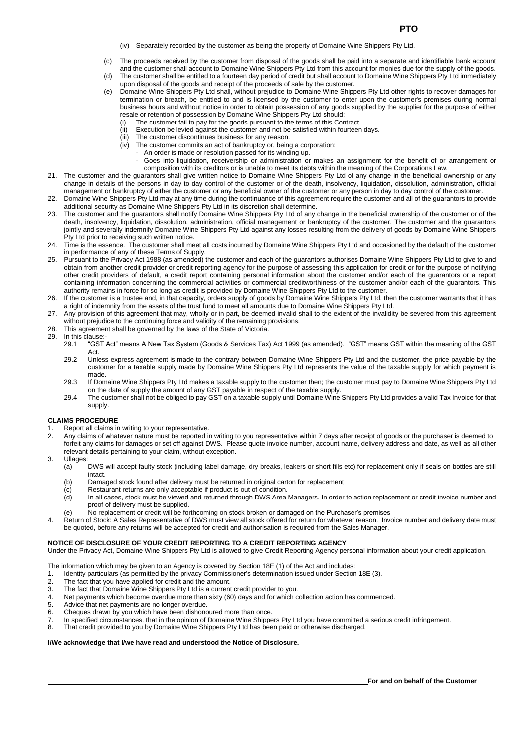**PTO**

(iv) Separately recorded by the customer as being the property of Domaine Wine Shippers Pty Ltd.

(c) The proceeds received by the customer from disposal of the goods shall be paid into a separate and identifiable bank account and the customer shall account to Domaine Wine Shippers Pty Ltd from this account for monies due for the supply of the goods.

(d) The customer shall be entitled to a fourteen day period of credit but shall account to Domaine Wine Shippers Pty Ltd immediately upon disposal of the goods and receipt of the proceeds of sale by the customer.

(e) Domaine Wine Shippers Pty Ltd shall, without prejudice to Domaine Wine Shippers Pty Ltd other rights to recover damages for termination or breach, be entitled to and is licensed by the customer to enter upon the customer's premises during normal business hours and without notice in order to obtain possession of any goods supplied by the supplier for the purpose of either resale or retention of possession by Domaine Wine Shippers Pty Ltd should:
   - (i) The customer fail to pay for the goods pursuant to the terms of this Contract.
   - (ii) Execution be levied against the customer and not be satisfied within fourteen days.
   - (iii) The customer discontinues business for any reason.
   - (iv) The customer commits an act of bankruptcy or, being a corporation:
     - An order is made or resolution passed for its winding up.
     - Goes into liquidation, receivership or administration or makes an assignment for the benefit of or arrangement or composition with its creditors or is unable to meet its debts within the meaning of the Corporations Law.

21. The customer and the guarantors shall give written notice to Domaine Wine Shippers Pty Ltd of any change in the beneficial ownership or any change in details of the persons in day to day control of the customer or of the death, insolvency, liquidation, dissolution, administration, official management or bankruptcy of either the customer or any beneficial owner of the customer or any person in day to day control of the customer.
22. Domaine Wine Shippers Pty Ltd may at any time during the continuance of this agreement require the customer and all of the guarantors to provide additional security as Domaine Wine Shippers Pty Ltd in its discretion shall determine.
23. The customer and the guarantors shall notify Domaine Wine Shippers Pty Ltd of any change in the beneficial ownership of the customer or of the death, insolvency, liquidation, dissolution, administration, official management or bankruptcy of the customer. The customer and the guarantors jointly and severally indemnify Domaine Wine Shippers Pty Ltd against any losses resulting from the delivery of goods by Domaine Wine Shippers Pty Ltd prior to receiving such written notice.
24. Time is the essence. The customer shall meet all costs incurred by Domaine Wine Shippers Pty Ltd and occasioned by the default of the customer in performance of any of these Terms of Supply.
25. Pursuant to the Privacy Act 1988 (as amended) the customer and each of the guarantors authorises Domaine Wine Shippers Pty Ltd to give to and obtain from another credit provider or credit reporting agency for the purpose of assessing this application for credit or for the purpose of notifying other credit providers of default, a credit report containing personal information about the customer and/or each of the guarantors or a report containing information concerning the commercial activities or commercial creditworthiness of the customer and/or each of the guarantors. This authority remains in force for so long as credit is provided by Domaine Wine Shippers Pty Ltd to the customer.
26. If the customer is a trustee and, in that capacity, orders supply of goods by Domaine Wine Shippers Pty Ltd, then the customer warrants that it has a right of indemnity from the assets of the trust fund to meet all amounts due to Domaine Wine Shippers Pty Ltd.
27. Any provision of this agreement that may, wholly or in part, be deemed invalid shall to the extent of the invalidity be severed from this agreement without prejudice to the continuing force and validity of the remaining provisions.
28. This agreement shall be governed by the laws of the State of Victoria.
29. In this clause:-
   - 29.1 "GST Act" means A New Tax System (Goods & Services Tax) Act 1999 (as amended). "GST" means GST within the meaning of the GST Act.
   - 29.2 Unless express agreement is made to the contrary between Domaine Wine Shippers Pty Ltd and the customer, the price payable by the customer for a taxable supply made by Domaine Wine Shippers Pty Ltd represents the value of the taxable supply for which payment is made.
   - 29.3 If Domaine Wine Shippers Pty Ltd makes a taxable supply to the customer then; the customer must pay to Domaine Wine Shippers Pty Ltd on the date of supply the amount of any GST payable in respect of the taxable supply.
   - 29.4 The customer shall not be obliged to pay GST on a taxable supply until Domaine Wine Shippers Pty Ltd provides a valid Tax Invoice for that supply.

**CLAIMS PROCEDURE**

1. Report all claims in writing to your representative.
2. Any claims of whatever nature must be reported in writing to you representative within 7 days after receipt of goods or the purchaser is deemed to forfeit any claims for damages or set off against DWS. Please quote invoice number, account name, delivery address and date, as well as all other relevant details pertaining to your claim, without exception.
3. Ullages:
   - (a) DWS will accept faulty stock (including label damage, dry breaks, leakers or short fills etc) for replacement only if seals on bottles are still intact.
   - (b) Damaged stock found after delivery must be returned in original carton for replacement
   - (c) Restaurant returns are only acceptable if product is out of condition.
   - (d) In all cases, stock must be viewed and returned through DWS Area Managers. In order to action replacement or credit invoice number and proof of delivery must be supplied.
   - (e) No replacement or credit will be forthcoming on stock broken or damaged on the Purchaser's premises
4. Return of Stock: A Sales Representative of DWS must view all stock offered for return for whatever reason. Invoice number and delivery date must be quoted, before any returns will be accepted for credit and authorisation is required from the Sales Manager.

**NOTICE OF DISCLOSURE OF YOUR CREDIT REPORTING TO A CREDIT REPORTING AGENCY**

Under the Privacy Act, Domaine Wine Shippers Pty Ltd is allowed to give Credit Reporting Agency personal information about your credit application.

The information which may be given to an Agency is covered by Section 18E (1) of the Act and includes:

1. Identity particulars (as permitted by the privacy Commissioner's determination issued under Section 18E (3).
2. The fact that you have applied for credit and the amount.
3. The fact that Domaine Wine Shippers Pty Ltd is a current credit provider to you.
4. Net payments which become overdue more than sixty (60) days and for which collection action has commenced.
5. Advice that net payments are no longer overdue.
6. Cheques drawn by you which have been dishonoured more than once.
7. In specified circumstances, that in the opinion of Domaine Wine Shippers Pty Ltd you have committed a serious credit infringement.
8. That credit provided to you by Domaine Wine Shippers Pty Ltd has been paid or otherwise discharged.

**I/We acknowledge that I/we have read and understood the Notice of Disclosure.**

\_\_\_\_\_\_\_\_\_\_\_\_\_\_\_\_\_\_\_\_\_\_\_\_\_\_\_\_\_\_\_\_\_\_\_\_\_\_\_\_\_\_\_\_ **For and on behalf of the Customer**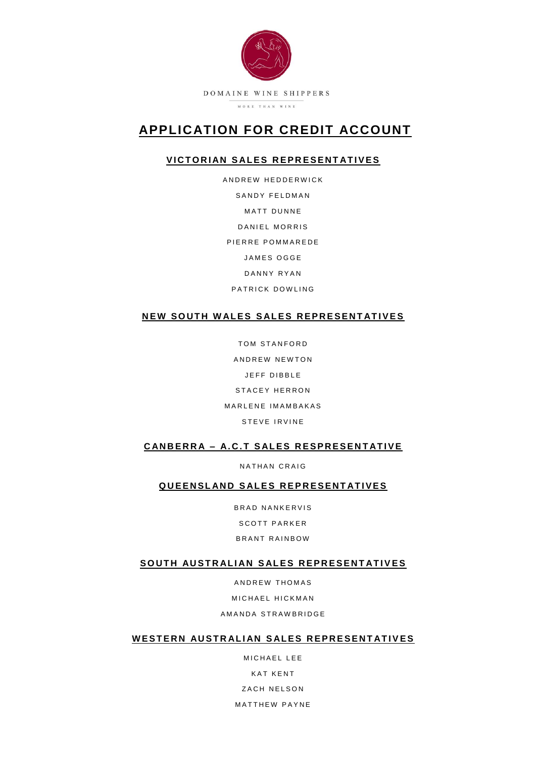DOMAINE WINE SHIPPERS

MORE THAN WINE

# APPLICATION FOR CREDIT ACCOUNT

## VICTORIAN SALES REPRESENTATIVES

ANDREW HEDDERWICK

SANDY FELDMAN

MATT DUNNE

DANIEL MORRIS

PIERRE POMMAREDE

JAMES OGGE

DANNY RYAN

PATRICK DOWLING

## NEW SOUTH WALES SALES REPRESENTATIVES

TOM STANFORD

ANDREW NEWTON

JEFF DIBBLE

STACEY HERRON

MARLENE IMAMBAKAS

STEVE IRVINE

## CANBERRA – A.C.T SALES RESPRESENTATIVE

NATHAN CRAIG

## QUEENSLAND SALES REPRESENTATIVES

BRAD NANKERVIS

SCOTT PARKER

BRANT RAINBOW

## SOUTH AUSTRALIAN SALES REPRESENTATIVES

ANDREW THOMAS

MICHAEL HICKMAN

AMANDA STRAWBRIDGE

## WESTERN AUSTRALIAN SALES REPRESENTATIVES

MICHAEL LEE

KAT KENT

ZACH NELSON

MATTHEW PAYNE